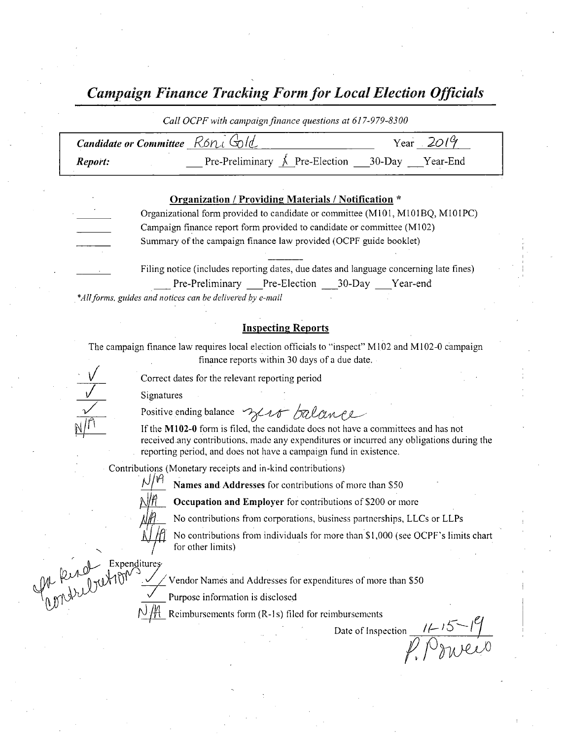# *Campaign Finance Tracking Form for Local Election Officials*

*Call OCPF with campaign finance questions at 617-979-8300*

**Candidate or Committee** Roni Gold Year 2019

**Report:** ___ Pre-Preliminary X Pre-Election ___ 30-Day ___ Year-End

## Organization / Providing Materials / Notification *

_______ Organizational form provided to candidate or committee (M101, M101BQ, M101PC)

_______ Campaign finance report form provided to candidate or committee (M102)

_______ Summary of the campaign finance law provided (OCPF guide booklet)

_______ Filing notice (includes reporting dates, due dates and language concerning late fines)

___ Pre-Preliminary ___ Pre-Election ___ 30-Day ___ Year-end

*\*All forms, guides and notices can be delivered by e-mail*

## Inspecting Reports

The campaign finance law requires local election officials to "inspect" M102 and M102-0 campaign finance reports within 30 days of a due date.

✓ Correct dates for the relevant reporting period

✓ Signatures

✓ Positive ending balance zero balance

N/A If the **M102-0** form is filed, the candidate does not have a committees and has not received any contributions, made any expenditures or incurred any obligations during the reporting period, and does not have a campaign fund in existence.

Contributions (Monetary receipts and in-kind contributions)

N/A **Names and Addresses** for contributions of more than $50

N/A **Occupation and Employer** for contributions of $200 or more

N/A No contributions from corporations, business partnerships, LLCs or LLPs

N/A No contributions from individuals for more than $1,000 (see OCPF's limits chart for other limits)

In kind contributions

Expenditures

✓ Vendor Names and Addresses for expenditures of more than $50

✓ Purpose information is disclosed

N/A Reimbursements form (R-1s) filed for reimbursements

Date of Inspection 11-15-19

P. Powers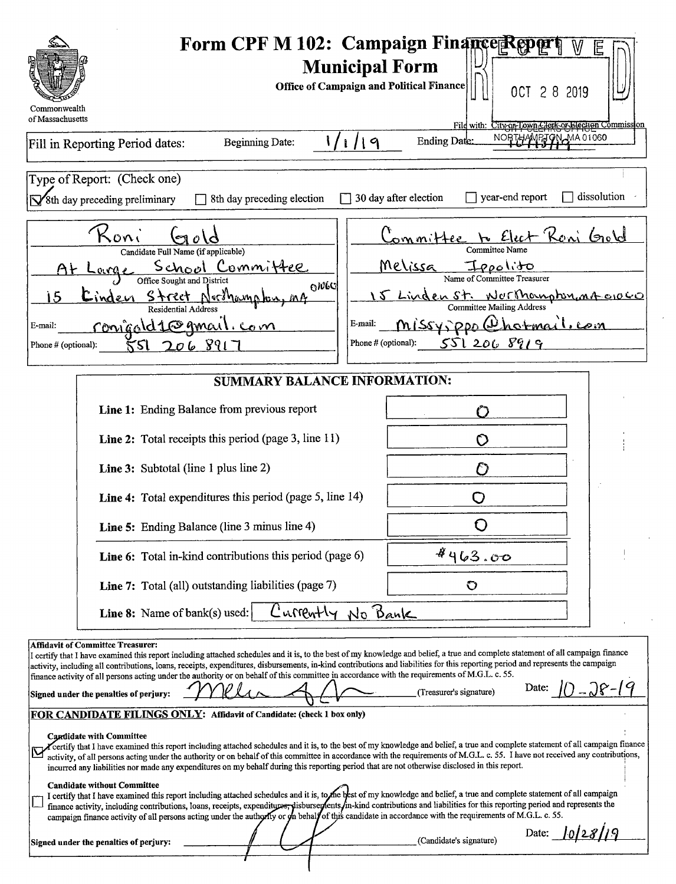# Form CPF M 102: Campaign Finance Report Municipal Form

Office of Campaign and Political Finance

Commonwealth of Massachusetts

RECEIVED OCT 28 2019 CITY CLERKS OFFICE NORTHAMPTON, MA 01060

File with: City or Town Clerk or Election Commission

Fill in Reporting Period dates: Beginning Date: 1/1/19 Ending Date: 10/13/19

Type of Report: (Check one)

- [x] 8th day preceding preliminary
- [ ] 8th day preceding election
- [ ] 30 day after election
- [ ] year-end report
- [ ] dissolution

| | |
|---|---|
| Candidate Full Name (if applicable): Roni Gold | Committee Name: Committee to Elect Roni Gold |
| Office Sought and District: At Large School Committee | Name of Committee Treasurer: Melissa Ippolito |
| Residential Address: 15 Linden Street Northampton, MA 01060 | Committee Mailing Address: 15 Linden St. Northampton, MA 01060 |
| E-mail: ronigold1@gmail.com | E-mail: missyippo@hotmail.com |
| Phone # (optional): 551 206 8917 | Phone # (optional): 551 206 8919 |

## SUMMARY BALANCE INFORMATION:

| | |
|---|---|
| **Line 1:** Ending Balance from previous report | 0 |
| **Line 2:** Total receipts this period (page 3, line 11) | 0 |
| **Line 3:** Subtotal (line 1 plus line 2) | 0 |
| **Line 4:** Total expenditures this period (page 5, line 14) | 0 |
| **Line 5:** Ending Balance (line 3 minus line 4) | 0 |
| **Line 6:** Total in-kind contributions this period (page 6) | #463.00 |
| **Line 7:** Total (all) outstanding liabilities (page 7) | 0 |
| **Line 8:** Name of bank(s) used: | Currently No Bank |

**Affidavit of Committee Treasurer:**
I certify that I have examined this report including attached schedules and it is, to the best of my knowledge and belief, a true and complete statement of all campaign finance activity, including all contributions, loans, receipts, expenditures, disbursements, in-kind contributions and liabilities for this reporting period and represents the campaign finance activity of all persons acting under the authority or on behalf of this committee in accordance with the requirements of M.G.L. c. 55.

**Signed under the penalties of perjury:** [signature] (Treasurer's signature) Date: 10-28-19

**FOR CANDIDATE FILINGS ONLY: Affidavit of Candidate: (check 1 box only)**

- [x] **Candidate with Committee**
I certify that I have examined this report including attached schedules and it is, to the best of my knowledge and belief, a true and complete statement of all campaign finance activity, of all persons acting under the authority or on behalf of this committee in accordance with the requirements of M.G.L. c. 55. I have not received any contributions, incurred any liabilities nor made any expenditures on my behalf during this reporting period that are not otherwise disclosed in this report.

- [ ] **Candidate without Committee**
I certify that I have examined this report including attached schedules and it is, to the best of my knowledge and belief, a true and complete statement of all campaign finance activity, including contributions, loans, receipts, expenditures, disbursements, in-kind contributions and liabilities for this reporting period and represents the campaign finance activity of all persons acting under the authority or on behalf of this candidate in accordance with the requirements of M.G.L. c. 55.

**Signed under the penalties of perjury:** [signature] (Candidate's signature) Date: 10/28/19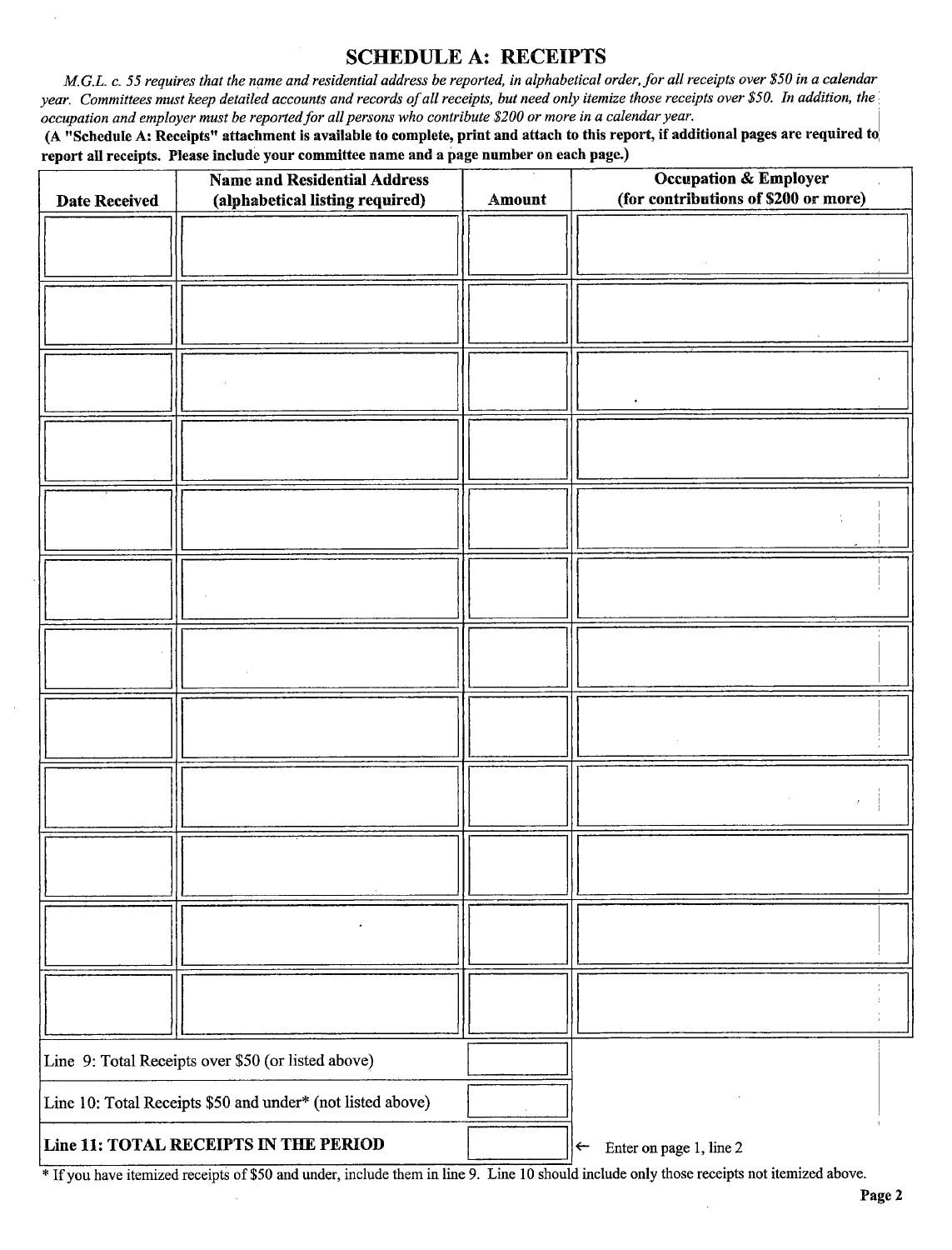## SCHEDULE A: RECEIPTS

*M.G.L. c. 55 requires that the name and residential address be reported, in alphabetical order, for all receipts over $50 in a calendar year. Committees must keep detailed accounts and records of all receipts, but need only itemize those receipts over $50. In addition, the occupation and employer must be reported for all persons who contribute $200 or more in a calendar year.*

**(A "Schedule A: Receipts" attachment is available to complete, print and attach to this report, if additional pages are required to report all receipts. Please include your committee name and a page number on each page.)**

| Date Received | Name and Residential Address (alphabetical listing required) | Amount | Occupation & Employer (for contributions of $200 or more) |
|---|---|---|---|
| | | | |
| | | | |
| | | | |
| | | | |
| | | | |
| | | | |
| | | | |
| | | | |
| | | | |
| | | | |
| | | | |
| | | | |
| Line 9: Total Receipts over $50 (or listed above) | | | |
| Line 10: Total Receipts $50 and under* (not listed above) | | | |
| **Line 11: TOTAL RECEIPTS IN THE PERIOD** | | | ← Enter on page 1, line 2 |

* If you have itemized receipts of $50 and under, include them in line 9. Line 10 should include only those receipts not itemized above.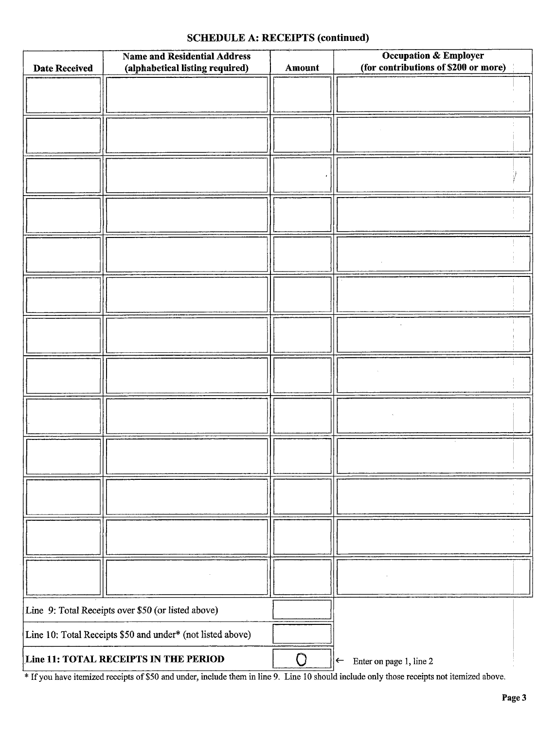## SCHEDULE A: RECEIPTS (continued)

| Date Received | Name and Residential Address (alphabetical listing required) | Amount | Occupation & Employer (for contributions of $200 or more) |
|---|---|---|---|
| | | | |
| | | | |
| | | | |
| | | | |
| | | | |
| | | | |
| | | | |
| | | | |
| | | | |
| | | | |
| | | | |
| | | | |
| | | | |

| | | |
|---|---|---|
| Line 9: Total Receipts over $50 (or listed above) | | |
| Line 10: Total Receipts $50 and under* (not listed above) | | |
| **Line 11: TOTAL RECEIPTS IN THE PERIOD** | 0 | ← Enter on page 1, line 2 |

* If you have itemized receipts of $50 and under, include them in line 9. Line 10 should include only those receipts not itemized above.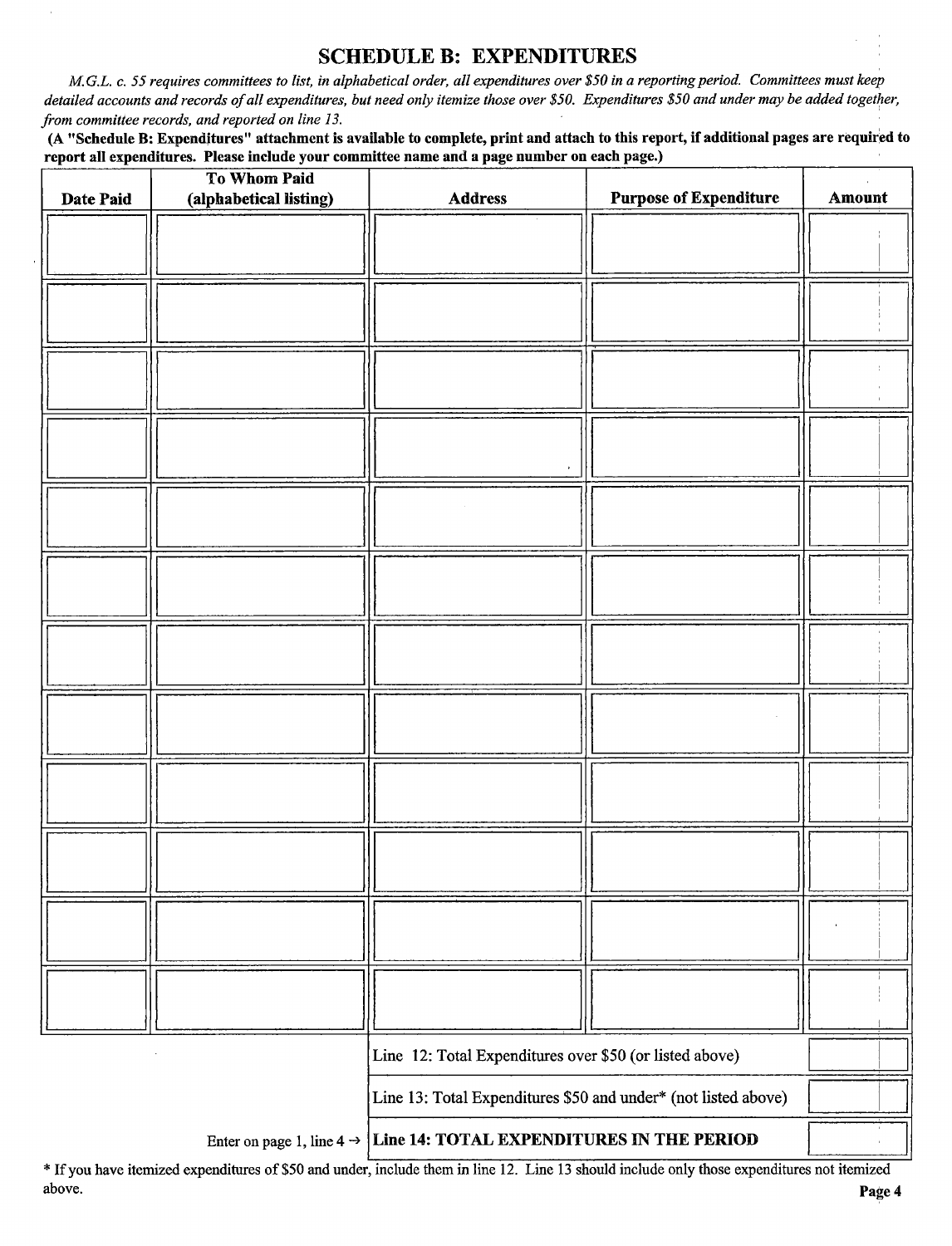## SCHEDULE B: EXPENDITURES

*M.G.L. c. 55 requires committees to list, in alphabetical order, all expenditures over $50 in a reporting period. Committees must keep detailed accounts and records of all expenditures, but need only itemize those over $50. Expenditures $50 and under may be added together, from committee records, and reported on line 13.*

**(A "Schedule B: Expenditures" attachment is available to complete, print and attach to this report, if additional pages are required to report all expenditures. Please include your committee name and a page number on each page.)**

| Date Paid | To Whom Paid (alphabetical listing) | Address | Purpose of Expenditure | Amount |
|---|---|---|---|---|
| | | | | |
| | | | | |
| | | | | |
| | | | | |
| | | | | |
| | | | | |
| | | | | |
| | | | | |
| | | | | |
| | | | | |
| | | | | |
| | | | | |
| | | Line 12: Total Expenditures over $50 (or listed above) | | |
| | | Line 13: Total Expenditures $50 and under* (not listed above) | | |
| | Enter on page 1, line 4 → | **Line 14: TOTAL EXPENDITURES IN THE PERIOD** | | |

* If you have itemized expenditures of $50 and under, include them in line 12. Line 13 should include only those expenditures not itemized above.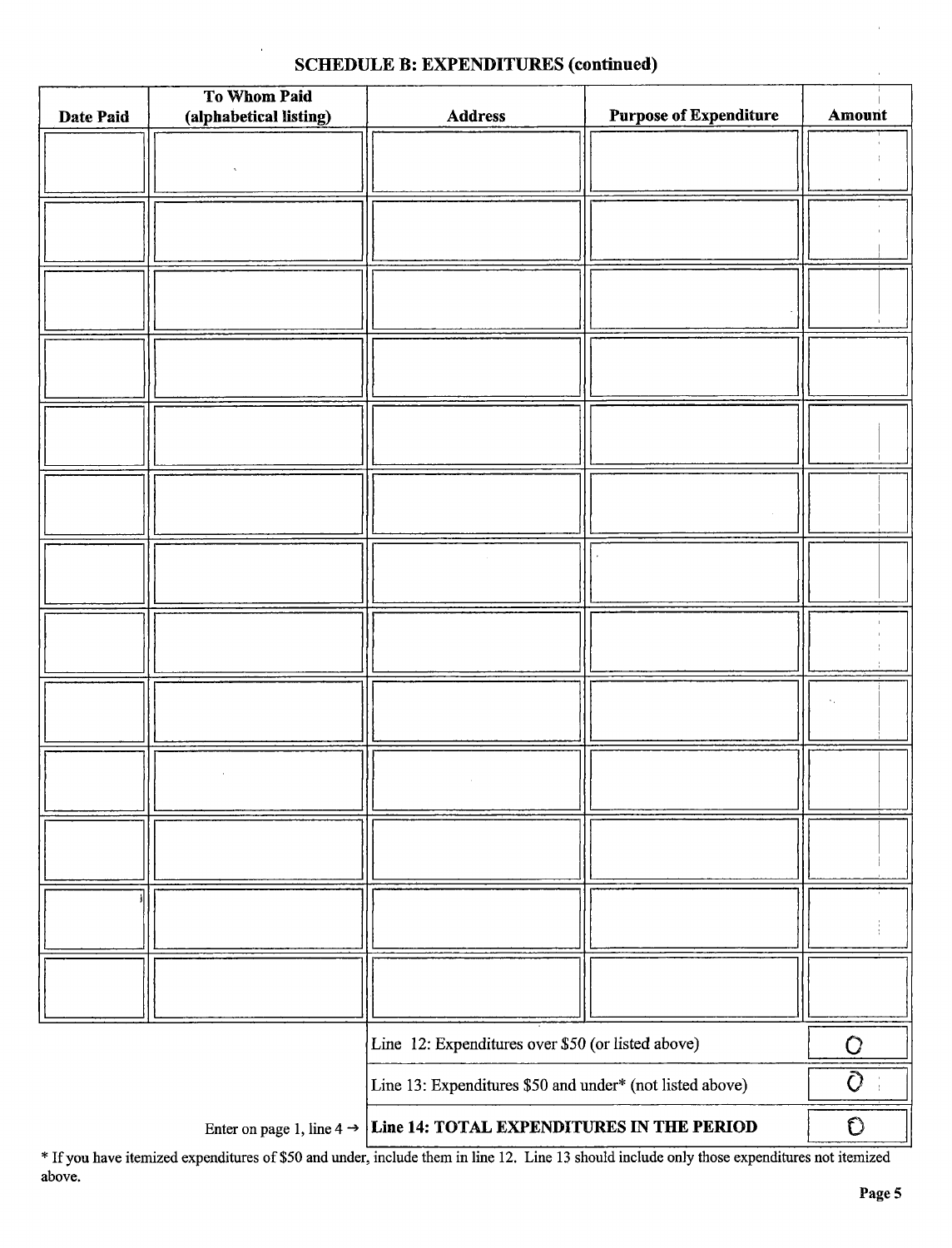## SCHEDULE B: EXPENDITURES (continued)

| Date Paid | To Whom Paid (alphabetical listing) | Address | Purpose of Expenditure | Amount |
|---|---|---|---|---|
| | | | | |
| | | | | |
| | | | | |
| | | | | |
| | | | | |
| | | | | |
| | | | | |
| | | | | |
| | | | | |
| | | | | |
| | | | | |
| | | | | |
| | | | | |
| | | Line 12: Expenditures over $50 (or listed above) | | 0 |
| | | Line 13: Expenditures $50 and under* (not listed above) | | 0 |
| | Enter on page 1, line 4 → | **Line 14: TOTAL EXPENDITURES IN THE PERIOD** | | 0 |

* If you have itemized expenditures of $50 and under, include them in line 12. Line 13 should include only those expenditures not itemized above.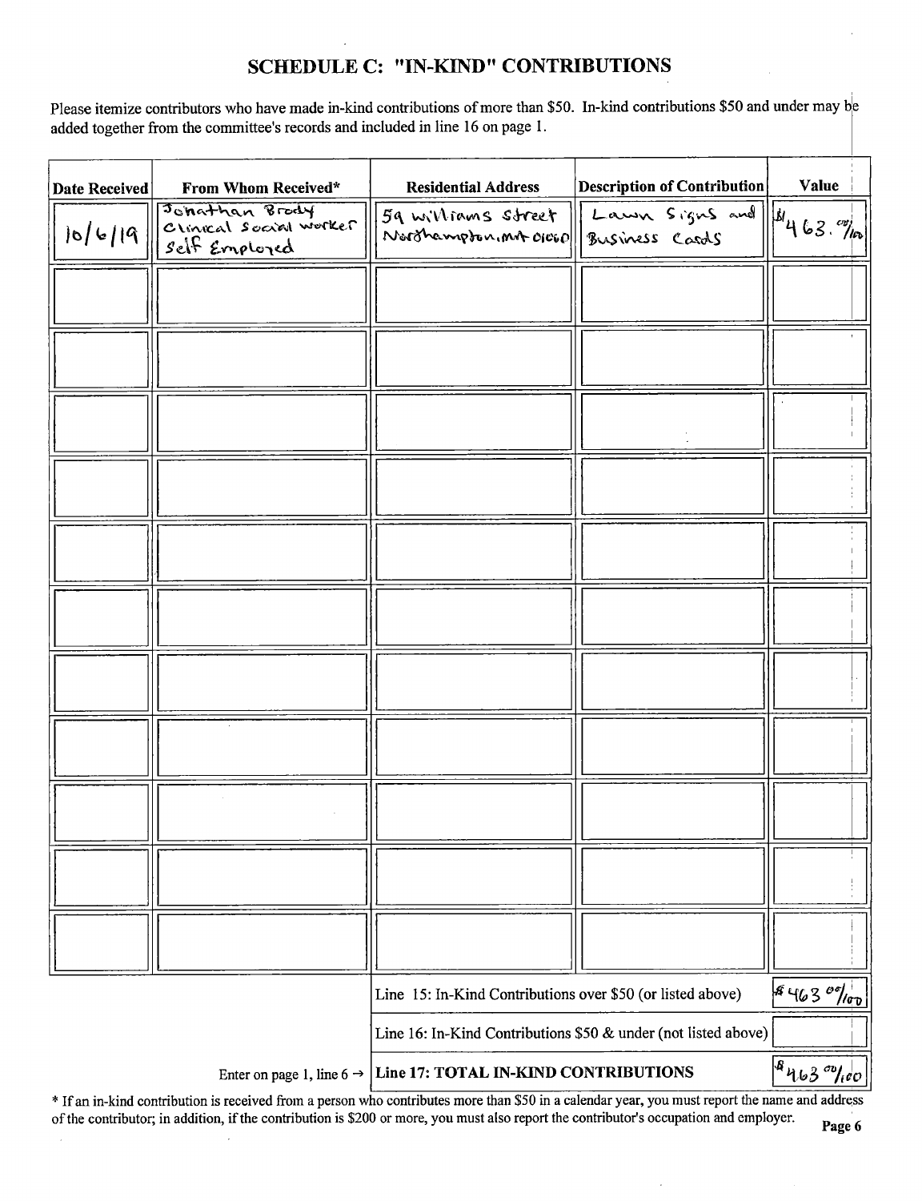## SCHEDULE C: "IN-KIND" CONTRIBUTIONS

Please itemize contributors who have made in-kind contributions of more than $50. In-kind contributions $50 and under may be added together from the committee's records and included in line 16 on page 1.

| Date Received | From Whom Received* | Residential Address | Description of Contribution | Value |
|---|---|---|---|---|
| 10/6/19 | Jonathan Brody<br>Clinical Social Worker<br>Self Employed | 59 Williams Street<br>Northampton, MA 01060 | Lawn Signs and Business Cards | $463.00/100 |
| | | | | |
| | | | | |
| | | | | |
| | | | | |
| | | | | |
| | | | | |
| | | | | |
| | | | | |
| | | | | |
| | | | | |
| | | | | |
| | | Line 15: In-Kind Contributions over $50 (or listed above) | | $463 00/100 |
| | | Line 16: In-Kind Contributions $50 & under (not listed above) | | |
| | Enter on page 1, line 6 → | **Line 17: TOTAL IN-KIND CONTRIBUTIONS** | | $463 00/100 |

* If an in-kind contribution is received from a person who contributes more than $50 in a calendar year, you must report the name and address of the contributor; in addition, if the contribution is $200 or more, you must also report the contributor's occupation and employer.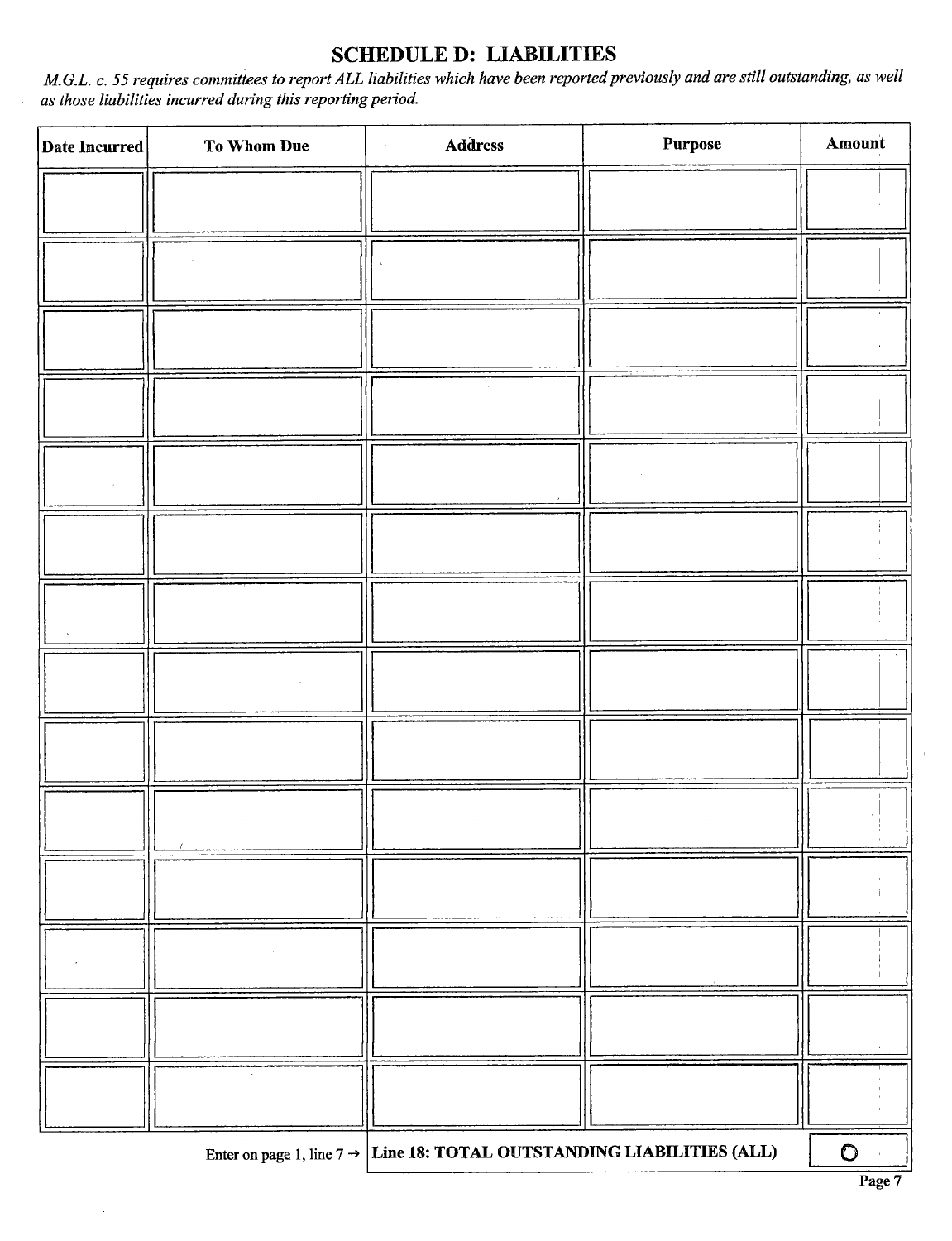## SCHEDULE D: LIABILITIES

*M.G.L. c. 55 requires committees to report ALL liabilities which have been reported previously and are still outstanding, as well as those liabilities incurred during this reporting period.*

| Date Incurred | To Whom Due | Address | Purpose | Amount |
|---|---|---|---|---|
| | | | | |
| | | | | |
| | | | | |
| | | | | |
| | | | | |
| | | | | |
| | | | | |
| | | | | |
| | | | | |
| | | | | |
| | | | | |
| | | | | |
| | | | | |
| | | | | |
| | Enter on page 1, line 7 → | **Line 18: TOTAL OUTSTANDING LIABILITIES (ALL)** | | 0 |